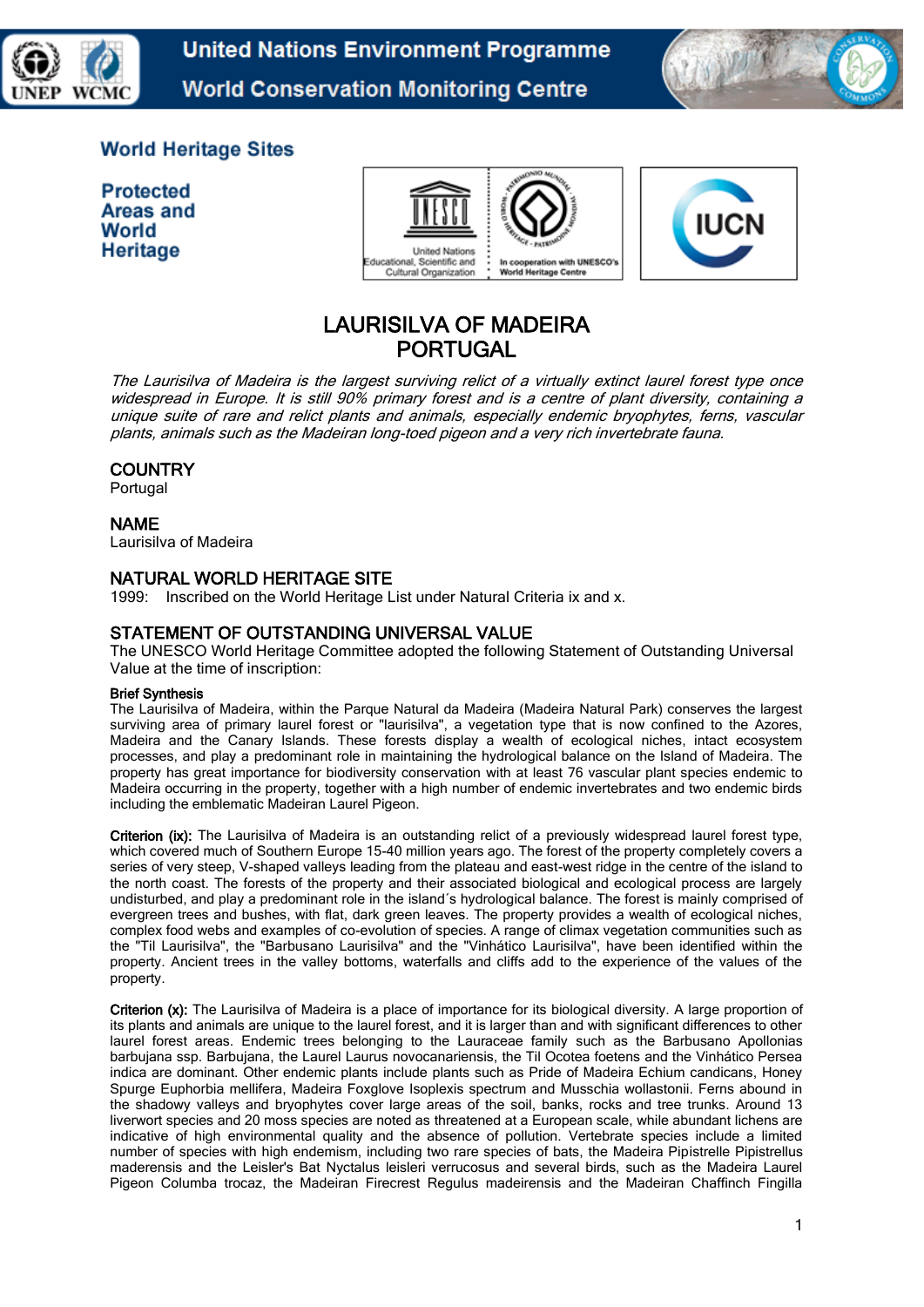United Nations Environment Programme
World Conservation Monitoring Centre

World Heritage Sites

Protected Areas and World Heritage

# LAURISILVA OF MADEIRA
# PORTUGAL

*The Laurisilva of Madeira is the largest surviving relict of a virtually extinct laurel forest type once widespread in Europe. It is still 90% primary forest and is a centre of plant diversity, containing a unique suite of rare and relict plants and animals, especially endemic bryophytes, ferns, vascular plants, animals such as the Madeiran long-toed pigeon and a very rich invertebrate fauna.*

## COUNTRY

Portugal

## NAME

Laurisilva of Madeira

## NATURAL WORLD HERITAGE SITE

1999: Inscribed on the World Heritage List under Natural Criteria ix and x.

## STATEMENT OF OUTSTANDING UNIVERSAL VALUE

The UNESCO World Heritage Committee adopted the following Statement of Outstanding Universal Value at the time of inscription:

**Brief Synthesis**

The Laurisilva of Madeira, within the Parque Natural da Madeira (Madeira Natural Park) conserves the largest surviving area of primary laurel forest or "laurisilva", a vegetation type that is now confined to the Azores, Madeira and the Canary Islands. These forests display a wealth of ecological niches, intact ecosystem processes, and play a predominant role in maintaining the hydrological balance on the Island of Madeira. The property has great importance for biodiversity conservation with at least 76 vascular plant species endemic to Madeira occurring in the property, together with a high number of endemic invertebrates and two endemic birds including the emblematic Madeiran Laurel Pigeon.

**Criterion (ix):** The Laurisilva of Madeira is an outstanding relict of a previously widespread laurel forest type, which covered much of Southern Europe 15-40 million years ago. The forest of the property completely covers a series of very steep, V-shaped valleys leading from the plateau and east-west ridge in the centre of the island to the north coast. The forests of the property and their associated biological and ecological process are largely undisturbed, and play a predominant role in the island´s hydrological balance. The forest is mainly comprised of evergreen trees and bushes, with flat, dark green leaves. The property provides a wealth of ecological niches, complex food webs and examples of co-evolution of species. A range of climax vegetation communities such as the "Til Laurisilva", the "Barbusano Laurisilva" and the "Vinhático Laurisilva", have been identified within the property. Ancient trees in the valley bottoms, waterfalls and cliffs add to the experience of the values of the property.

**Criterion (x):** The Laurisilva of Madeira is a place of importance for its biological diversity. A large proportion of its plants and animals are unique to the laurel forest, and it is larger than and with significant differences to other laurel forest areas. Endemic trees belonging to the Lauraceae family such as the Barbusano Apollonias barbujana ssp. Barbujana, the Laurel Laurus novocanariensis, the Til Ocotea foetens and the Vinhático Persea indica are dominant. Other endemic plants include plants such as Pride of Madeira Echium candicans, Honey Spurge Euphorbia mellifera, Madeira Foxglove Isoplexis spectrum and Musschia wollastonii. Ferns abound in the shadowy valleys and bryophytes cover large areas of the soil, banks, rocks and tree trunks. Around 13 liverwort species and 20 moss species are noted as threatened at a European scale, while abundant lichens are indicative of high environmental quality and the absence of pollution. Vertebrate species include a limited number of species with high endemism, including two rare species of bats, the Madeira Pipistrelle Pipistrellus maderensis and the Leisler's Bat Nyctalus leisleri verrucosus and several birds, such as the Madeira Laurel Pigeon Columba trocaz, the Madeiran Firecrest Regulus madeirensis and the Madeiran Chaffinch Fingilla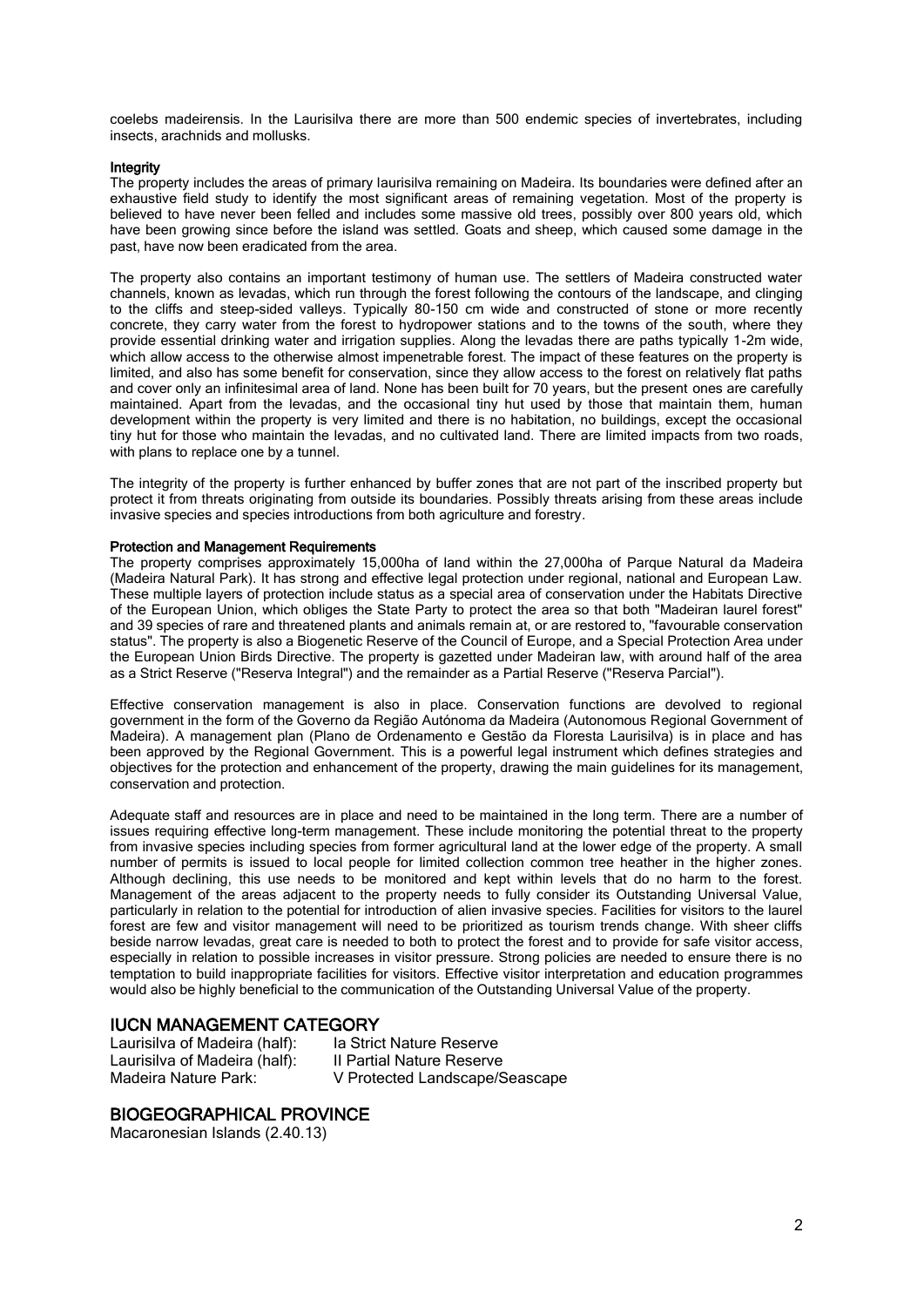coelebs madeirensis. In the Laurisilva there are more than 500 endemic species of invertebrates, including insects, arachnids and mollusks.

**Integrity**

The property includes the areas of primary laurisilva remaining on Madeira. Its boundaries were defined after an exhaustive field study to identify the most significant areas of remaining vegetation. Most of the property is believed to have never been felled and includes some massive old trees, possibly over 800 years old, which have been growing since before the island was settled. Goats and sheep, which caused some damage in the past, have now been eradicated from the area.

The property also contains an important testimony of human use. The settlers of Madeira constructed water channels, known as levadas, which run through the forest following the contours of the landscape, and clinging to the cliffs and steep-sided valleys. Typically 80-150 cm wide and constructed of stone or more recently concrete, they carry water from the forest to hydropower stations and to the towns of the south, where they provide essential drinking water and irrigation supplies. Along the levadas there are paths typically 1-2m wide, which allow access to the otherwise almost impenetrable forest. The impact of these features on the property is limited, and also has some benefit for conservation, since they allow access to the forest on relatively flat paths and cover only an infinitesimal area of land. None has been built for 70 years, but the present ones are carefully maintained. Apart from the levadas, and the occasional tiny hut used by those that maintain them, human development within the property is very limited and there is no habitation, no buildings, except the occasional tiny hut for those who maintain the levadas, and no cultivated land. There are limited impacts from two roads, with plans to replace one by a tunnel.

The integrity of the property is further enhanced by buffer zones that are not part of the inscribed property but protect it from threats originating from outside its boundaries. Possibly threats arising from these areas include invasive species and species introductions from both agriculture and forestry.

**Protection and Management Requirements**

The property comprises approximately 15,000ha of land within the 27,000ha of Parque Natural da Madeira (Madeira Natural Park). It has strong and effective legal protection under regional, national and European Law. These multiple layers of protection include status as a special area of conservation under the Habitats Directive of the European Union, which obliges the State Party to protect the area so that both "Madeiran laurel forest" and 39 species of rare and threatened plants and animals remain at, or are restored to, "favourable conservation status". The property is also a Biogenetic Reserve of the Council of Europe, and a Special Protection Area under the European Union Birds Directive. The property is gazetted under Madeiran law, with around half of the area as a Strict Reserve ("Reserva Integral") and the remainder as a Partial Reserve ("Reserva Parcial").

Effective conservation management is also in place. Conservation functions are devolved to regional government in the form of the Governo da Região Autónoma da Madeira (Autonomous Regional Government of Madeira). A management plan (Plano de Ordenamento e Gestão da Floresta Laurisilva) is in place and has been approved by the Regional Government. This is a powerful legal instrument which defines strategies and objectives for the protection and enhancement of the property, drawing the main guidelines for its management, conservation and protection.

Adequate staff and resources are in place and need to be maintained in the long term. There are a number of issues requiring effective long-term management. These include monitoring the potential threat to the property from invasive species including species from former agricultural land at the lower edge of the property. A small number of permits is issued to local people for limited collection common tree heather in the higher zones. Although declining, this use needs to be monitored and kept within levels that do no harm to the forest. Management of the areas adjacent to the property needs to fully consider its Outstanding Universal Value, particularly in relation to the potential for introduction of alien invasive species. Facilities for visitors to the laurel forest are few and visitor management will need to be prioritized as tourism trends change. With sheer cliffs beside narrow levadas, great care is needed to both to protect the forest and to provide for safe visitor access, especially in relation to possible increases in visitor pressure. Strong policies are needed to ensure there is no temptation to build inappropriate facilities for visitors. Effective visitor interpretation and education programmes would also be highly beneficial to the communication of the Outstanding Universal Value of the property.

## IUCN MANAGEMENT CATEGORY

| | |
|---|---|
| Laurisilva of Madeira (half): | Ia Strict Nature Reserve |
| Laurisilva of Madeira (half): | II Partial Nature Reserve |
| Madeira Nature Park: | V Protected Landscape/Seascape |

## BIOGEOGRAPHICAL PROVINCE

Macaronesian Islands (2.40.13)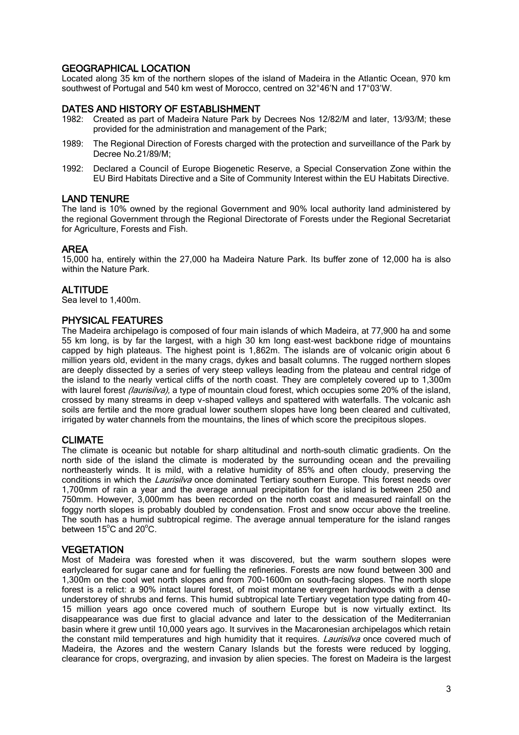## GEOGRAPHICAL LOCATION

Located along 35 km of the northern slopes of the island of Madeira in the Atlantic Ocean, 970 km southwest of Portugal and 540 km west of Morocco, centred on 32°46'N and 17°03'W.

## DATES AND HISTORY OF ESTABLISHMENT

1982: Created as part of Madeira Nature Park by Decrees Nos 12/82/M and later, 13/93/M; these provided for the administration and management of the Park;

1989: The Regional Direction of Forests charged with the protection and surveillance of the Park by Decree No.21/89/M;

1992: Declared a Council of Europe Biogenetic Reserve, a Special Conservation Zone within the EU Bird Habitats Directive and a Site of Community Interest within the EU Habitats Directive.

## LAND TENURE

The land is 10% owned by the regional Government and 90% local authority land administered by the regional Government through the Regional Directorate of Forests under the Regional Secretariat for Agriculture, Forests and Fish.

## AREA

15,000 ha, entirely within the 27,000 ha Madeira Nature Park. Its buffer zone of 12,000 ha is also within the Nature Park.

## ALTITUDE

Sea level to 1,400m.

## PHYSICAL FEATURES

The Madeira archipelago is composed of four main islands of which Madeira, at 77,900 ha and some 55 km long, is by far the largest, with a high 30 km long east-west backbone ridge of mountains capped by high plateaus. The highest point is 1,862m. The islands are of volcanic origin about 6 million years old, evident in the many crags, dykes and basalt columns. The rugged northern slopes are deeply dissected by a series of very steep valleys leading from the plateau and central ridge of the island to the nearly vertical cliffs of the north coast. They are completely covered up to 1,300m with laurel forest *(laurisilva),* a type of mountain cloud forest, which occupies some 20% of the island, crossed by many streams in deep v-shaped valleys and spattered with waterfalls. The volcanic ash soils are fertile and the more gradual lower southern slopes have long been cleared and cultivated, irrigated by water channels from the mountains, the lines of which score the precipitous slopes.

## CLIMATE

The climate is oceanic but notable for sharp altitudinal and north-south climatic gradients. On the north side of the island the climate is moderated by the surrounding ocean and the prevailing northeasterly winds. It is mild, with a relative humidity of 85% and often cloudy, preserving the conditions in which the *Laurisilva* once dominated Tertiary southern Europe. This forest needs over 1,700mm of rain a year and the average annual precipitation for the island is between 250 and 750mm. However, 3,000mm has been recorded on the north coast and measured rainfall on the foggy north slopes is probably doubled by condensation. Frost and snow occur above the treeline. The south has a humid subtropical regime. The average annual temperature for the island ranges between 15°C and 20°C.

## VEGETATION

Most of Madeira was forested when it was discovered, but the warm southern slopes were earlycleared for sugar cane and for fuelling the refineries. Forests are now found between 300 and 1,300m on the cool wet north slopes and from 700-1600m on south-facing slopes. The north slope forest is a relict: a 90% intact laurel forest, of moist montane evergreen hardwoods with a dense understorey of shrubs and ferns. This humid subtropical late Tertiary vegetation type dating from 40-15 million years ago once covered much of southern Europe but is now virtually extinct. Its disappearance was due first to glacial advance and later to the dessication of the Mediterranian basin where it grew until 10,000 years ago. It survives in the Macaronesian archipelagos which retain the constant mild temperatures and high humidity that it requires. *Laurisilva* once covered much of Madeira, the Azores and the western Canary Islands but the forests were reduced by logging, clearance for crops, overgrazing, and invasion by alien species. The forest on Madeira is the largest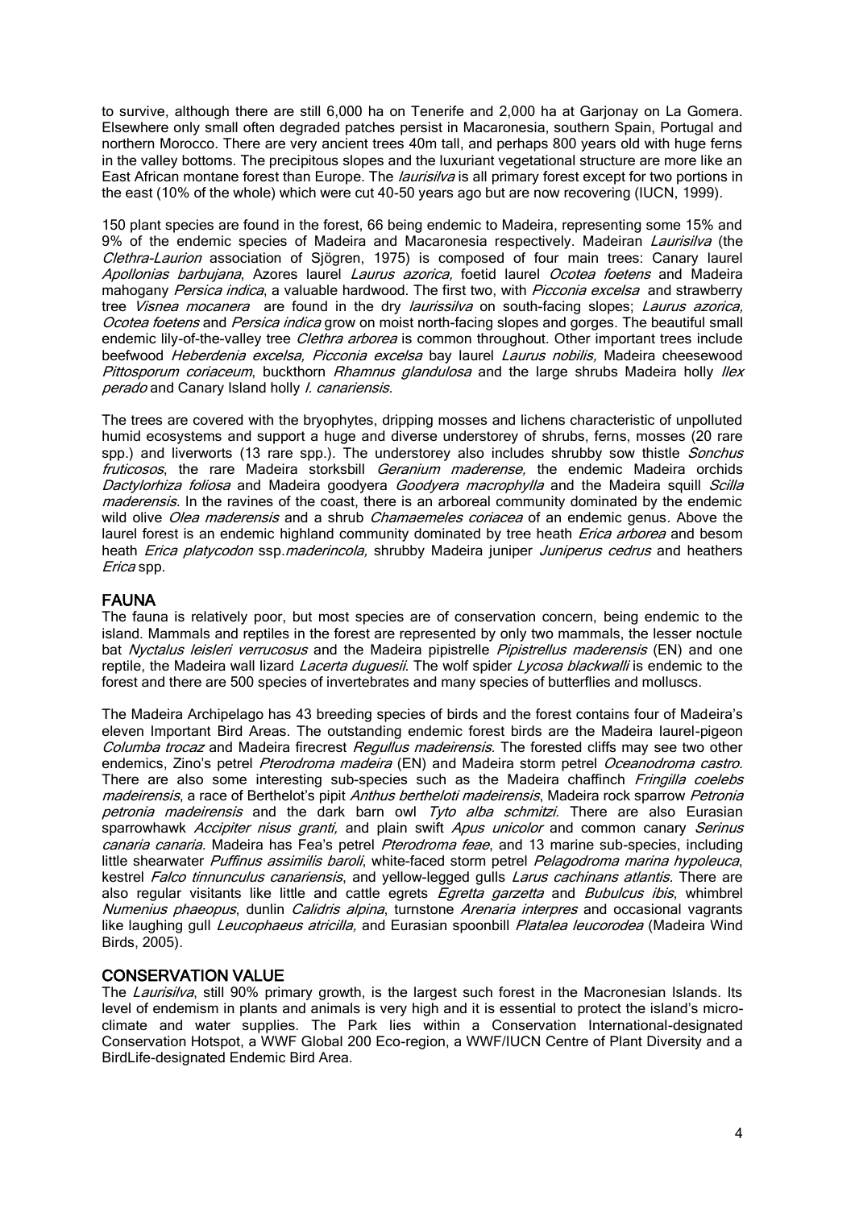to survive, although there are still 6,000 ha on Tenerife and 2,000 ha at Garjonay on La Gomera. Elsewhere only small often degraded patches persist in Macaronesia, southern Spain, Portugal and northern Morocco. There are very ancient trees 40m tall, and perhaps 800 years old with huge ferns in the valley bottoms. The precipitous slopes and the luxuriant vegetational structure are more like an East African montane forest than Europe. The *laurisilva* is all primary forest except for two portions in the east (10% of the whole) which were cut 40-50 years ago but are now recovering (IUCN, 1999).

150 plant species are found in the forest, 66 being endemic to Madeira, representing some 15% and 9% of the endemic species of Madeira and Macaronesia respectively. Madeiran *Laurisilva* (the *Clethra-Laurion* association of Sjögren, 1975) is composed of four main trees: Canary laurel *Apollonias barbujana*, Azores laurel *Laurus azorica,* foetid laurel *Ocotea foetens* and Madeira mahogany *Persica indica*, a valuable hardwood. The first two, with *Picconia excelsa* and strawberry tree *Visnea mocanera* are found in the dry *laurissilva* on south-facing slopes; *Laurus azorica, Ocotea foetens* and *Persica indica* grow on moist north-facing slopes and gorges. The beautiful small endemic lily-of-the-valley tree *Clethra arborea* is common throughout. Other important trees include beefwood *Heberdenia excelsa, Picconia excelsa* bay laurel *Laurus nobilis,* Madeira cheesewood *Pittosporum coriaceum*, buckthorn *Rhamnus glandulosa* and the large shrubs Madeira holly *Ilex perado* and Canary Island holly *I. canariensis.*

The trees are covered with the bryophytes, dripping mosses and lichens characteristic of unpolluted humid ecosystems and support a huge and diverse understorey of shrubs, ferns, mosses (20 rare spp.) and liverworts (13 rare spp.). The understorey also includes shrubby sow thistle *Sonchus fruticosos*, the rare Madeira storksbill *Geranium maderense,* the endemic Madeira orchids *Dactylorhiza foliosa* and Madeira goodyera *Goodyera macrophylla* and the Madeira squill *Scilla maderensis.* In the ravines of the coast, there is an arboreal community dominated by the endemic wild olive *Olea maderensis* and a shrub *Chamaemeles coriacea* of an endemic genus. Above the laurel forest is an endemic highland community dominated by tree heath *Erica arborea* and besom heath *Erica platycodon* ssp.*maderincola,* shrubby Madeira juniper *Juniperus cedrus* and heathers *Erica* spp.

## FAUNA

The fauna is relatively poor, but most species are of conservation concern, being endemic to the island. Mammals and reptiles in the forest are represented by only two mammals, the lesser noctule bat *Nyctalus leisleri verrucosus* and the Madeira pipistrelle *Pipistrellus maderensis* (EN) and one reptile, the Madeira wall lizard *Lacerta duguesii*. The wolf spider *Lycosa blackwalli* is endemic to the forest and there are 500 species of invertebrates and many species of butterflies and molluscs.

The Madeira Archipelago has 43 breeding species of birds and the forest contains four of Madeira's eleven Important Bird Areas. The outstanding endemic forest birds are the Madeira laurel-pigeon *Columba trocaz* and Madeira firecrest *Regullus madeirensis*. The forested cliffs may see two other endemics, Zino's petrel *Pterodroma madeira* (EN) and Madeira storm petrel *Oceanodroma castro.* There are also some interesting sub-species such as the Madeira chaffinch *Fringilla coelebs madeirensis*, a race of Berthelot's pipit *Anthus bertheloti madeirensis*, Madeira rock sparrow *Petronia petronia madeirensis* and the dark barn owl *Tyto alba schmitzi.* There are also Eurasian sparrowhawk *Accipiter nisus granti,* and plain swift *Apus unicolor* and common canary *Serinus canaria canaria.* Madeira has Fea's petrel *Pterodroma feae*, and 13 marine sub-species, including little shearwater *Puffinus assimilis baroli*, white-faced storm petrel *Pelagodroma marina hypoleuca*, kestrel *Falco tinnunculus canariensis*, and yellow-legged gulls *Larus cachinans atlantis*. There are also regular visitants like little and cattle egrets *Egretta garzetta* and *Bubulcus ibis*, whimbrel *Numenius phaeopus*, dunlin *Calidris alpina*, turnstone *Arenaria interpres* and occasional vagrants like laughing gull *Leucophaeus atricilla,* and Eurasian spoonbill *Platalea leucorodea* (Madeira Wind Birds, 2005).

## CONSERVATION VALUE

The *Laurisilva*, still 90% primary growth, is the largest such forest in the Macronesian Islands. Its level of endemism in plants and animals is very high and it is essential to protect the island's micro-climate and water supplies. The Park lies within a Conservation International-designated Conservation Hotspot, a WWF Global 200 Eco-region, a WWF/IUCN Centre of Plant Diversity and a BirdLife-designated Endemic Bird Area.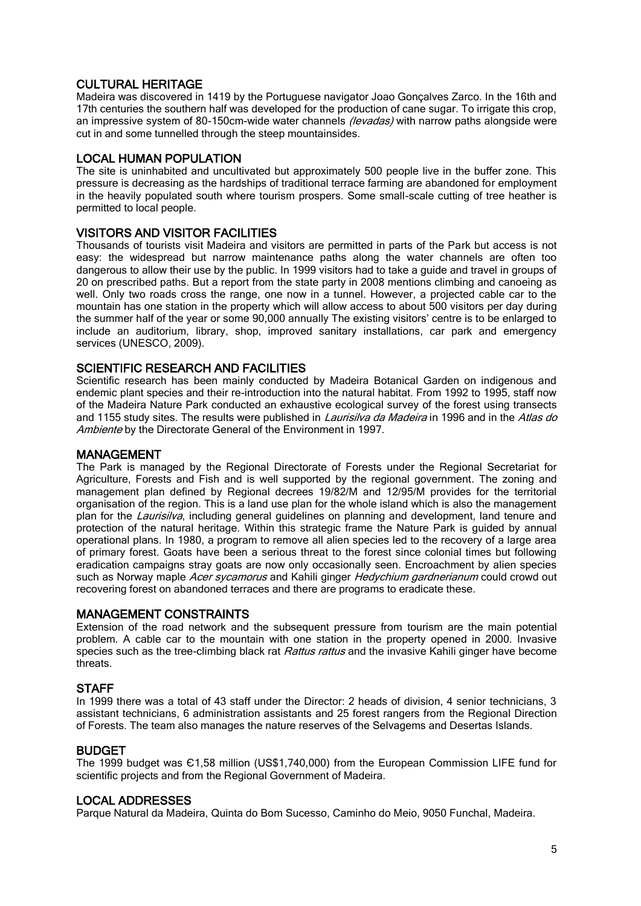## CULTURAL HERITAGE

Madeira was discovered in 1419 by the Portuguese navigator Joao Gonçalves Zarco. In the 16th and 17th centuries the southern half was developed for the production of cane sugar. To irrigate this crop, an impressive system of 80-150cm-wide water channels *(levadas)* with narrow paths alongside were cut in and some tunnelled through the steep mountainsides.

## LOCAL HUMAN POPULATION

The site is uninhabited and uncultivated but approximately 500 people live in the buffer zone. This pressure is decreasing as the hardships of traditional terrace farming are abandoned for employment in the heavily populated south where tourism prospers. Some small-scale cutting of tree heather is permitted to local people.

## VISITORS AND VISITOR FACILITIES

Thousands of tourists visit Madeira and visitors are permitted in parts of the Park but access is not easy: the widespread but narrow maintenance paths along the water channels are often too dangerous to allow their use by the public. In 1999 visitors had to take a guide and travel in groups of 20 on prescribed paths. But a report from the state party in 2008 mentions climbing and canoeing as well. Only two roads cross the range, one now in a tunnel. However, a projected cable car to the mountain has one station in the property which will allow access to about 500 visitors per day during the summer half of the year or some 90,000 annually The existing visitors' centre is to be enlarged to include an auditorium, library, shop, improved sanitary installations, car park and emergency services (UNESCO, 2009).

## SCIENTIFIC RESEARCH AND FACILITIES

Scientific research has been mainly conducted by Madeira Botanical Garden on indigenous and endemic plant species and their re-introduction into the natural habitat. From 1992 to 1995, staff now of the Madeira Nature Park conducted an exhaustive ecological survey of the forest using transects and 1155 study sites. The results were published in *Laurisilva da Madeira* in 1996 and in the *Atlas do Ambiente* by the Directorate General of the Environment in 1997.

## MANAGEMENT

The Park is managed by the Regional Directorate of Forests under the Regional Secretariat for Agriculture, Forests and Fish and is well supported by the regional government. The zoning and management plan defined by Regional decrees 19/82/M and 12/95/M provides for the territorial organisation of the region. This is a land use plan for the whole island which is also the management plan for the *Laurisilva*, including general guidelines on planning and development, land tenure and protection of the natural heritage. Within this strategic frame the Nature Park is guided by annual operational plans. In 1980, a program to remove all alien species led to the recovery of a large area of primary forest. Goats have been a serious threat to the forest since colonial times but following eradication campaigns stray goats are now only occasionally seen. Encroachment by alien species such as Norway maple *Acer sycamorus* and Kahili ginger *Hedychium gardnerianum* could crowd out recovering forest on abandoned terraces and there are programs to eradicate these.

## MANAGEMENT CONSTRAINTS

Extension of the road network and the subsequent pressure from tourism are the main potential problem. A cable car to the mountain with one station in the property opened in 2000. Invasive species such as the tree-climbing black rat *Rattus rattus* and the invasive Kahili ginger have become threats.

## STAFF

In 1999 there was a total of 43 staff under the Director: 2 heads of division, 4 senior technicians, 3 assistant technicians, 6 administration assistants and 25 forest rangers from the Regional Direction of Forests. The team also manages the nature reserves of the Selvagems and Desertas Islands.

## BUDGET

The 1999 budget was €1,58 million (US$1,740,000) from the European Commission LIFE fund for scientific projects and from the Regional Government of Madeira.

## LOCAL ADDRESSES

Parque Natural da Madeira, Quinta do Bom Sucesso, Caminho do Meio, 9050 Funchal, Madeira.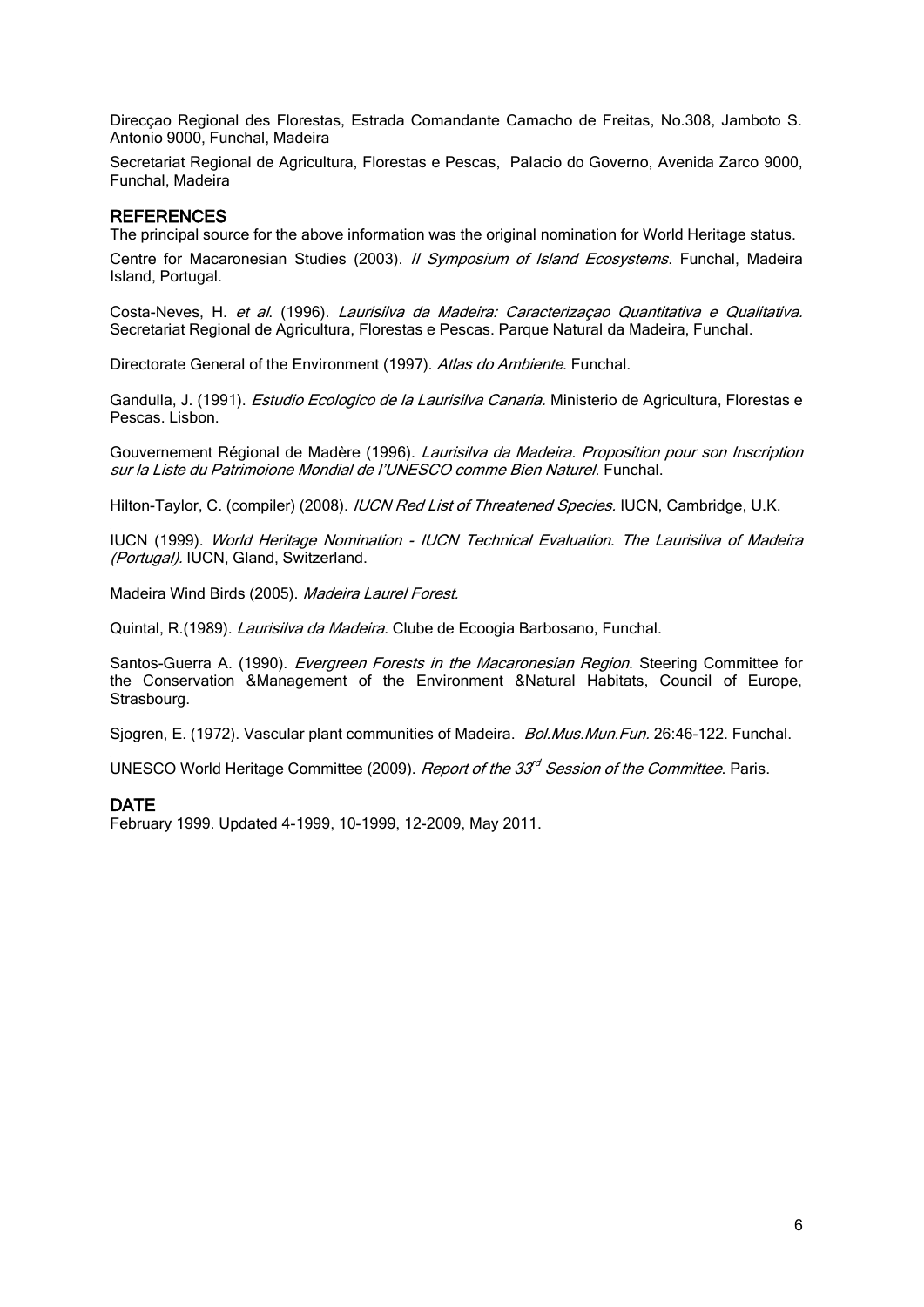Direcçao Regional des Florestas, Estrada Comandante Camacho de Freitas, No.308, Jamboto S. Antonio 9000, Funchal, Madeira

Secretariat Regional de Agricultura, Florestas e Pescas, Palacio do Governo, Avenida Zarco 9000, Funchal, Madeira

## REFERENCES

The principal source for the above information was the original nomination for World Heritage status.

Centre for Macaronesian Studies (2003). *II Symposium of Island Ecosystems*. Funchal, Madeira Island, Portugal.

Costa-Neves, H. *et al*. (1996). *Laurisilva da Madeira: Caracterizaçao Quantitativa e Qualitativa.* Secretariat Regional de Agricultura, Florestas e Pescas. Parque Natural da Madeira, Funchal.

Directorate General of the Environment (1997). *Atlas do Ambiente*. Funchal.

Gandulla, J. (1991). *Estudio Ecologico de la Laurisilva Canaria.* Ministerio de Agricultura, Florestas e Pescas. Lisbon.

Gouvernement Régional de Madère (1996). *Laurisilva da Madeira. Proposition pour son Inscription sur la Liste du Patrimoione Mondial de l'UNESCO comme Bien Naturel*. Funchal.

Hilton-Taylor, C. (compiler) (2008). *IUCN Red List of Threatened Species*. IUCN, Cambridge, U.K.

IUCN (1999). *World Heritage Nomination - IUCN Technical Evaluation. The Laurisilva of Madeira (Portugal)*. IUCN, Gland, Switzerland.

Madeira Wind Birds (2005). *Madeira Laurel Forest.*

Quintal, R.(1989). *Laurisilva da Madeira.* Clube de Ecoogia Barbosano, Funchal.

Santos-Guerra A. (1990). *Evergreen Forests in the Macaronesian Region*. Steering Committee for the Conservation &Management of the Environment &Natural Habitats, Council of Europe, Strasbourg.

Sjogren, E. (1972). Vascular plant communities of Madeira. *Bol.Mus.Mun.Fun.* 26:46-122. Funchal.

UNESCO World Heritage Committee (2009). *Report of the 33rd Session of the Committee*. Paris.

## DATE

February 1999. Updated 4-1999, 10-1999, 12-2009, May 2011.